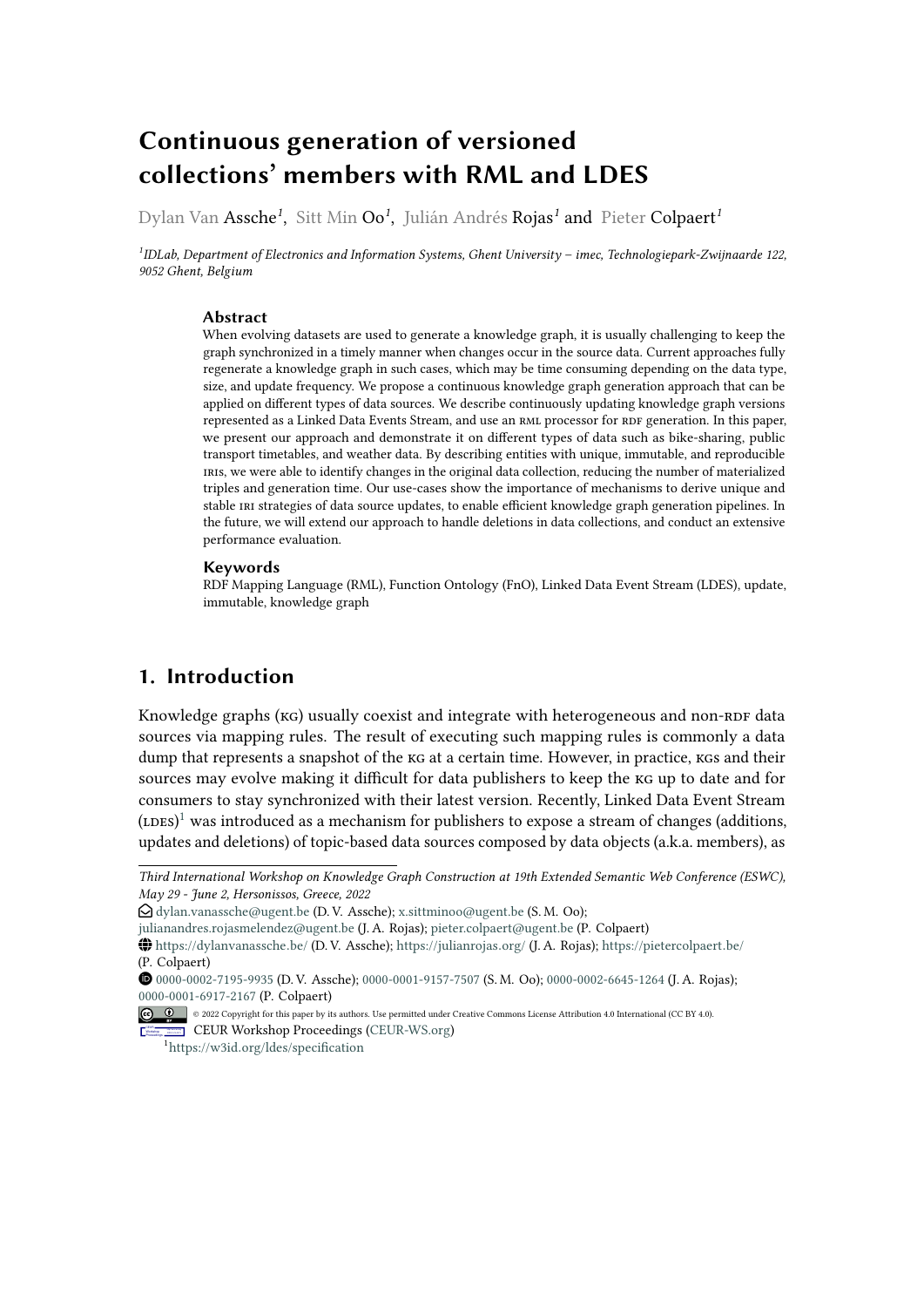# Continuous generation of versioned collections' members with RML and LDES

Dylan Van Assche[1], Sitt Min Oo[1], Julián Andrés Rojas[1] and Pieter Colpaert[1]

[1]IDLab, Department of Electronics and Information Systems, Ghent University – imec, Technologiepark-Zwijnaarde 122, 9052 Ghent, Belgium

### Abstract

When evolving datasets are used to generate a knowledge graph, it is usually challenging to keep the graph synchronized in a timely manner when changes occur in the source data. Current approaches fully regenerate a knowledge graph in such cases, which may be time consuming depending on the data type, size, and update frequency. We propose a continuous knowledge graph generation approach that can be applied on different types of data sources. We describe continuously updating knowledge graph versions represented as a Linked Data Events Stream, and use an RML processor for RDF generation. In this paper, we present our approach and demonstrate it on different types of data such as bike-sharing, public transport timetables, and weather data. By describing entities with unique, immutable, and reproducible IRIs, we were able to identify changes in the original data collection, reducing the number of materialized triples and generation time. Our use-cases show the importance of mechanisms to derive unique and stable IRI strategies of data source updates, to enable efficient knowledge graph generation pipelines. In the future, we will extend our approach to handle deletions in data collections, and conduct an extensive performance evaluation.

### Keywords

RDF Mapping Language (RML), Function Ontology (FnO), Linked Data Event Stream (LDES), update, immutable, knowledge graph

## 1. Introduction

Knowledge graphs (KG) usually coexist and integrate with heterogeneous and non-RDF data sources via mapping rules. The result of executing such mapping rules is commonly a data dump that represents a snapshot of the KG at a certain time. However, in practice, KGs and their sources may evolve making it difficult for data publishers to keep the KG up to date and for consumers to stay synchronized with their latest version. Recently, Linked Data Event Stream (LDES)[1] was introduced as a mechanism for publishers to expose a stream of changes (additions, updates and deletions) of topic-based data sources composed by data objects (a.k.a. members), as

---

*Third International Workshop on Knowledge Graph Construction at 19th Extended Semantic Web Conference (ESWC), May 29 - June 2, Hersonissos, Greece, 2022*

dylan.vanassche@ugent.be (D. V. Assche); x.sittminoo@ugent.be (S. M. Oo); julianandres.rojasmelendez@ugent.be (J. A. Rojas); pieter.colpaert@ugent.be (P. Colpaert)

https://dylanvanassche.be/ (D. V. Assche); https://julianrojas.org/ (J. A. Rojas); https://pietercolpaert.be/ (P. Colpaert)

0000-0002-7195-9935 (D. V. Assche); 0000-0001-9157-7507 (S. M. Oo); 0000-0002-6645-1264 (J. A. Rojas); 0000-0001-6917-2167 (P. Colpaert)

© 2022 Copyright for this paper by its authors. Use permitted under Creative Commons License Attribution 4.0 International (CC BY 4.0).

CEUR Workshop Proceedings (CEUR-WS.org)

[1]https://w3id.org/ldes/specification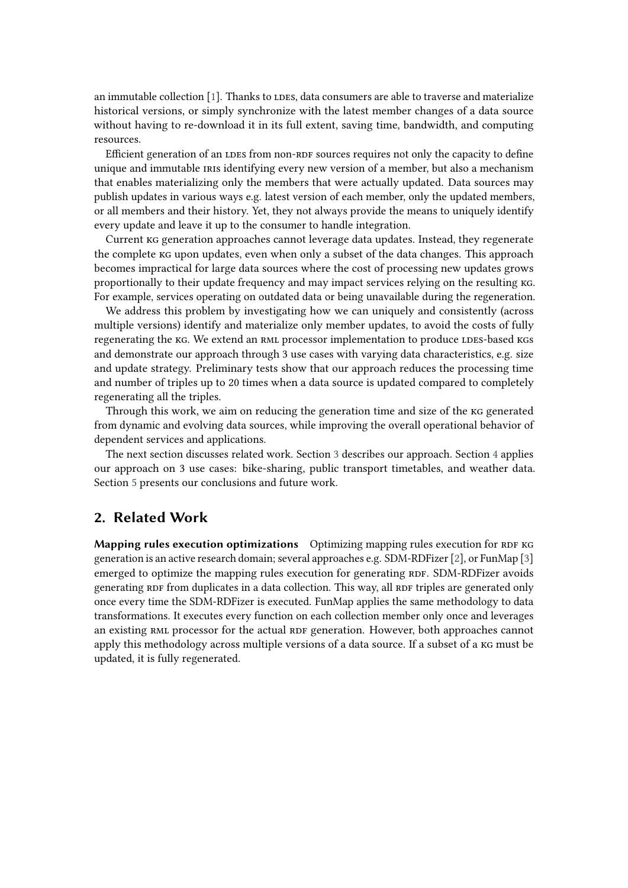an immutable collection [1]. Thanks to LDES, data consumers are able to traverse and materialize historical versions, or simply synchronize with the latest member changes of a data source without having to re-download it in its full extent, saving time, bandwidth, and computing resources.

Efficient generation of an LDES from non-RDF sources requires not only the capacity to define unique and immutable IRIs identifying every new version of a member, but also a mechanism that enables materializing only the members that were actually updated. Data sources may publish updates in various ways e.g. latest version of each member, only the updated members, or all members and their history. Yet, they not always provide the means to uniquely identify every update and leave it up to the consumer to handle integration.

Current KG generation approaches cannot leverage data updates. Instead, they regenerate the complete KG upon updates, even when only a subset of the data changes. This approach becomes impractical for large data sources where the cost of processing new updates grows proportionally to their update frequency and may impact services relying on the resulting KG. For example, services operating on outdated data or being unavailable during the regeneration.

We address this problem by investigating how we can uniquely and consistently (across multiple versions) identify and materialize only member updates, to avoid the costs of fully regenerating the KG. We extend an RML processor implementation to produce LDES-based KGs and demonstrate our approach through 3 use cases with varying data characteristics, e.g. size and update strategy. Preliminary tests show that our approach reduces the processing time and number of triples up to 20 times when a data source is updated compared to completely regenerating all the triples.

Through this work, we aim on reducing the generation time and size of the KG generated from dynamic and evolving data sources, while improving the overall operational behavior of dependent services and applications.

The next section discusses related work. Section 3 describes our approach. Section 4 applies our approach on 3 use cases: bike-sharing, public transport timetables, and weather data. Section 5 presents our conclusions and future work.

## 2. Related Work

**Mapping rules execution optimizations** Optimizing mapping rules execution for RDF KG generation is an active research domain; several approaches e.g. SDM-RDFizer [2], or FunMap [3] emerged to optimize the mapping rules execution for generating RDF. SDM-RDFizer avoids generating RDF from duplicates in a data collection. This way, all RDF triples are generated only once every time the SDM-RDFizer is executed. FunMap applies the same methodology to data transformations. It executes every function on each collection member only once and leverages an existing RML processor for the actual RDF generation. However, both approaches cannot apply this methodology across multiple versions of a data source. If a subset of a KG must be updated, it is fully regenerated.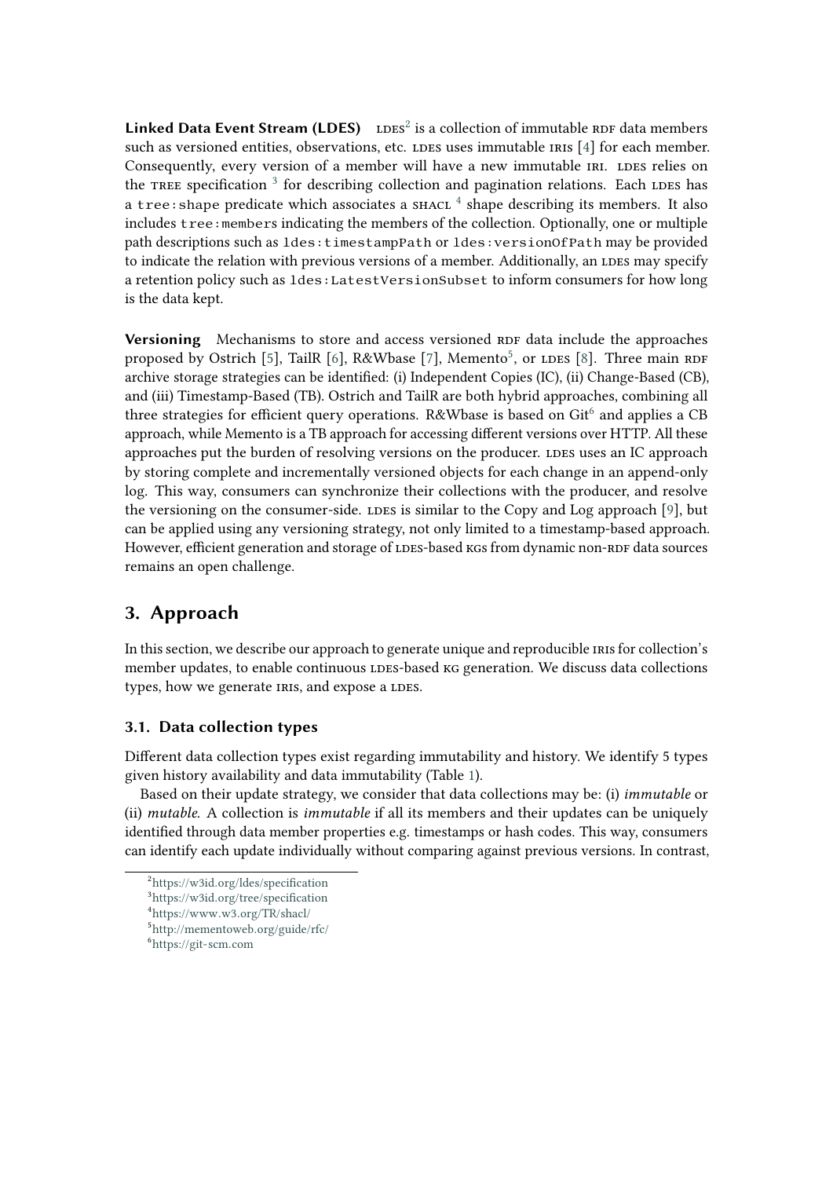**Linked Data Event Stream (LDES)** LDES[2] is a collection of immutable RDF data members such as versioned entities, observations, etc. LDES uses immutable IRIs [4] for each member. Consequently, every version of a member will have a new immutable IRI. LDES relies on the TREE specification [3] for describing collection and pagination relations. Each LDES has a `tree:shape` predicate which associates a SHACL [4] shape describing its members. It also includes `tree:members` indicating the members of the collection. Optionally, one or multiple path descriptions such as `ldes:timestampPath` or `ldes:versionOfPath` may be provided to indicate the relation with previous versions of a member. Additionally, an LDES may specify a retention policy such as `ldes:LatestVersionSubset` to inform consumers for how long is the data kept.

**Versioning** Mechanisms to store and access versioned RDF data include the approaches proposed by Ostrich [5], TailR [6], R&Wbase [7], Memento[5], or LDES [8]. Three main RDF archive storage strategies can be identified: (i) Independent Copies (IC), (ii) Change-Based (CB), and (iii) Timestamp-Based (TB). Ostrich and TailR are both hybrid approaches, combining all three strategies for efficient query operations. R&Wbase is based on Git[6] and applies a CB approach, while Memento is a TB approach for accessing different versions over HTTP. All these approaches put the burden of resolving versions on the producer. LDES uses an IC approach by storing complete and incrementally versioned objects for each change in an append-only log. This way, consumers can synchronize their collections with the producer, and resolve the versioning on the consumer-side. LDES is similar to the Copy and Log approach [9], but can be applied using any versioning strategy, not only limited to a timestamp-based approach. However, efficient generation and storage of LDES-based KGs from dynamic non-RDF data sources remains an open challenge.

## 3. Approach

In this section, we describe our approach to generate unique and reproducible IRIs for collection's member updates, to enable continuous LDES-based KG generation. We discuss data collections types, how we generate IRIs, and expose a LDES.

### 3.1. Data collection types

Different data collection types exist regarding immutability and history. We identify 5 types given history availability and data immutability (Table 1).

Based on their update strategy, we consider that data collections may be: (i) *immutable* or (ii) *mutable*. A collection is *immutable* if all its members and their updates can be uniquely identified through data member properties e.g. timestamps or hash codes. This way, consumers can identify each update individually without comparing against previous versions. In contrast,

[2] https://w3id.org/ldes/specification
[3] https://w3id.org/tree/specification
[4] https://www.w3.org/TR/shacl/
[5] http://mementoweb.org/guide/rfc/
[6] https://git-scm.com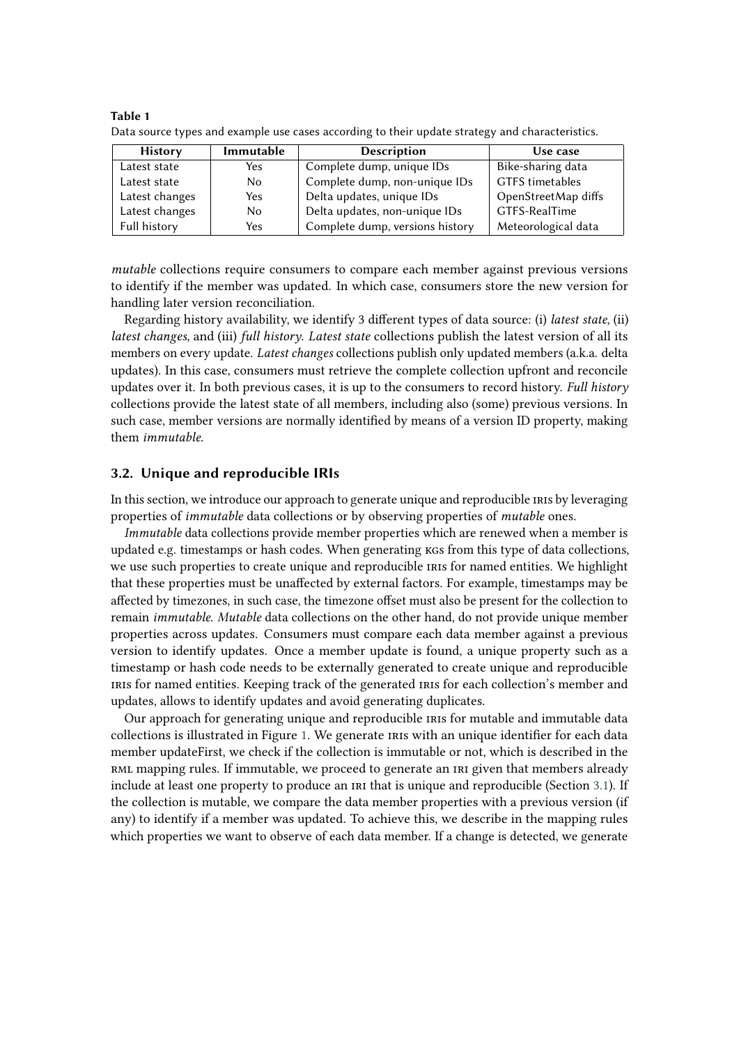**Table 1**
Data source types and example use cases according to their update strategy and characteristics.

| History | Immutable | Description | Use case |
|---|---|---|---|
| Latest state | Yes | Complete dump, unique IDs | Bike-sharing data |
| Latest state | No | Complete dump, non-unique IDs | GTFS timetables |
| Latest changes | Yes | Delta updates, unique IDs | OpenStreetMap diffs |
| Latest changes | No | Delta updates, non-unique IDs | GTFS-RealTime |
| Full history | Yes | Complete dump, versions history | Meteorological data |

*mutable* collections require consumers to compare each member against previous versions to identify if the member was updated. In which case, consumers store the new version for handling later version reconciliation.

Regarding history availability, we identify 3 different types of data source: (i) *latest state*, (ii) *latest changes*, and (iii) *full history*. *Latest state* collections publish the latest version of all its members on every update. *Latest changes* collections publish only updated members (a.k.a. delta updates). In this case, consumers must retrieve the complete collection upfront and reconcile updates over it. In both previous cases, it is up to the consumers to record history. *Full history* collections provide the latest state of all members, including also (some) previous versions. In such case, member versions are normally identified by means of a version ID property, making them *immutable*.

## 3.2. Unique and reproducible IRIs

In this section, we introduce our approach to generate unique and reproducible IRIs by leveraging properties of *immutable* data collections or by observing properties of *mutable* ones.

*Immutable* data collections provide member properties which are renewed when a member is updated e.g. timestamps or hash codes. When generating KGs from this type of data collections, we use such properties to create unique and reproducible IRIs for named entities. We highlight that these properties must be unaffected by external factors. For example, timestamps may be affected by timezones, in such case, the timezone offset must also be present for the collection to remain *immutable*. *Mutable* data collections on the other hand, do not provide unique member properties across updates. Consumers must compare each data member against a previous version to identify updates. Once a member update is found, a unique property such as a timestamp or hash code needs to be externally generated to create unique and reproducible IRIs for named entities. Keeping track of the generated IRIs for each collection's member and updates, allows to identify updates and avoid generating duplicates.

Our approach for generating unique and reproducible IRIs for mutable and immutable data collections is illustrated in Figure 1. We generate IRIs with an unique identifier for each data member updateFirst, we check if the collection is immutable or not, which is described in the RML mapping rules. If immutable, we proceed to generate an IRI given that members already include at least one property to produce an IRI that is unique and reproducible (Section 3.1). If the collection is mutable, we compare the data member properties with a previous version (if any) to identify if a member was updated. To achieve this, we describe in the mapping rules which properties we want to observe of each data member. If a change is detected, we generate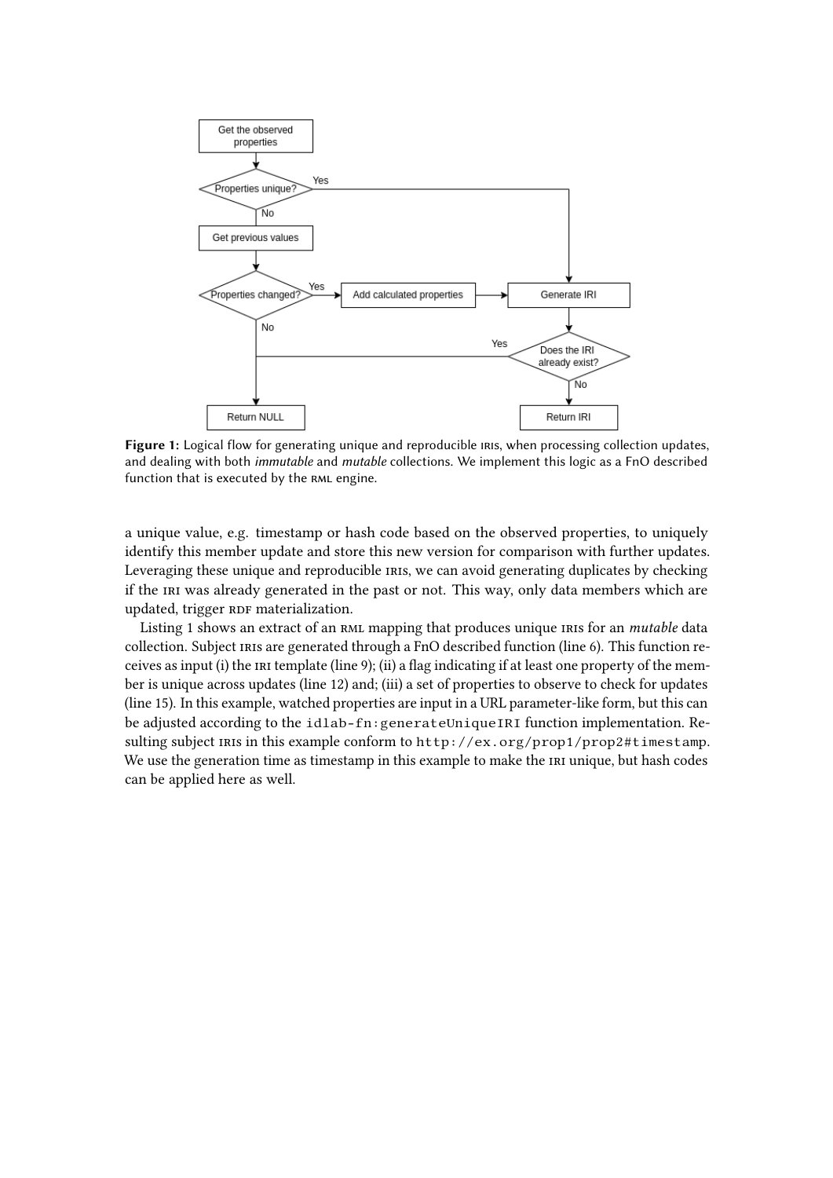**Figure 1:** Logical flow for generating unique and reproducible IRIs, when processing collection updates, and dealing with both *immutable* and *mutable* collections. We implement this logic as a FnO described function that is executed by the RML engine.

a unique value, e.g. timestamp or hash code based on the observed properties, to uniquely identify this member update and store this new version for comparison with further updates. Leveraging these unique and reproducible IRIs, we can avoid generating duplicates by checking if the IRI was already generated in the past or not. This way, only data members which are updated, trigger RDF materialization.

Listing 1 shows an extract of an RML mapping that produces unique IRIs for an *mutable* data collection. Subject IRIs are generated through a FnO described function (line 6). This function receives as input (i) the IRI template (line 9); (ii) a flag indicating if at least one property of the member is unique across updates (line 12) and; (iii) a set of properties to observe to check for updates (line 15). In this example, watched properties are input in a URL parameter-like form, but this can be adjusted according to the `idlab-fn:generateUniqueIRI` function implementation. Resulting subject IRIs in this example conform to `http://ex.org/prop1/prop2#timestamp`. We use the generation time as timestamp in this example to make the IRI unique, but hash codes can be applied here as well.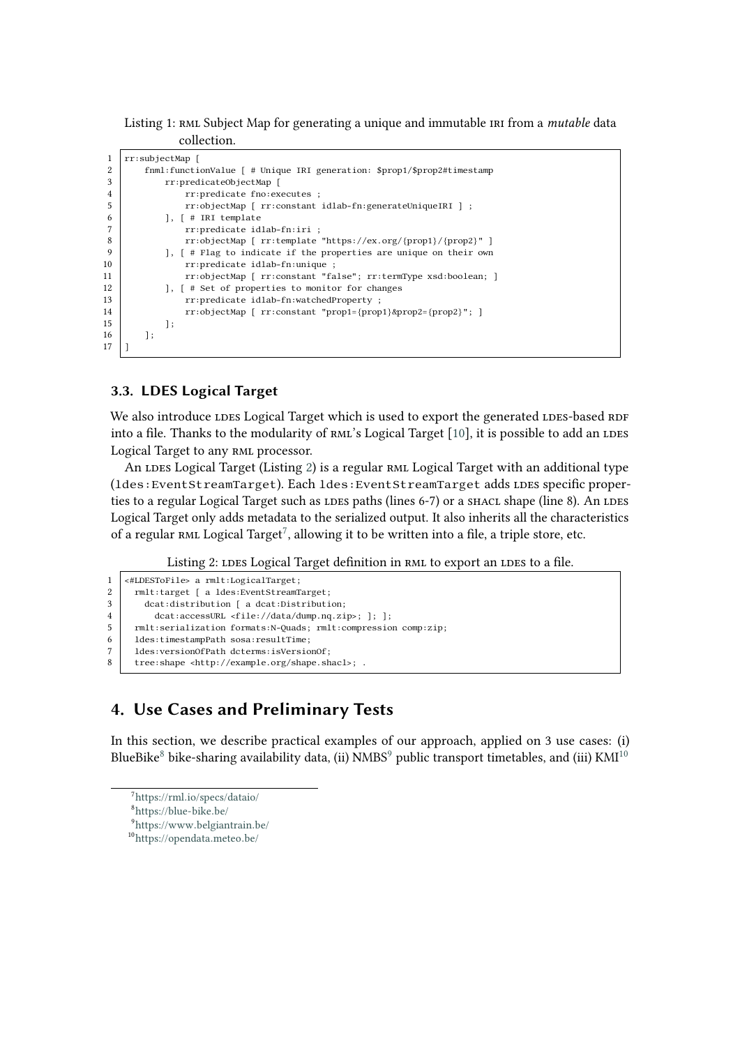Listing 1: RML Subject Map for generating a unique and immutable IRI from a *mutable* data collection.

```
rr:subjectMap [
    fnml:functionValue [ # Unique IRI generation: $prop1/$prop2#timestamp
        rr:predicateObjectMap [
            rr:predicate fno:executes ;
            rr:objectMap [ rr:constant idlab-fn:generateUniqueIRI ] ;
        ], [ # IRI template
            rr:predicate idlab-fn:iri ;
            rr:objectMap [ rr:template "https://ex.org/{prop1}/{prop2}" ]
        ], [ # Flag to indicate if the properties are unique on their own
            rr:predicate idlab-fn:unique ;
            rr:objectMap [ rr:constant "false"; rr:termType xsd:boolean; ]
        ], [ # Set of properties to monitor for changes
            rr:predicate idlab-fn:watchedProperty ;
            rr:objectMap [ rr:constant "prop1={prop1}&prop2={prop2}"; ]
        ];
    ];
]
```

### 3.3. LDES Logical Target

We also introduce LDES Logical Target which is used to export the generated LDES-based RDF into a file. Thanks to the modularity of RML's Logical Target [10], it is possible to add an LDES Logical Target to any RML processor.

An LDES Logical Target (Listing 2) is a regular RML Logical Target with an additional type (`ldes:EventStreamTarget`). Each `ldes:EventStreamTarget` adds LDES specific properties to a regular Logical Target such as LDES paths (lines 6-7) or a SHACL shape (line 8). An LDES Logical Target only adds metadata to the serialized output. It also inherits all the characteristics of a regular RML Logical Target[7], allowing it to be written into a file, a triple store, etc.

Listing 2: LDES Logical Target definition in RML to export an LDES to a file.

```
<#LDESToFile> a rmlt:LogicalTarget;
  rmlt:target [ a ldes:EventStreamTarget;
    dcat:distribution [ a dcat:Distribution;
      dcat:accessURL <file://data/dump.nq.zip>; ]; ];
  rmlt:serialization formats:N-Quads; rmlt:compression comp:zip;
  ldes:timestampPath sosa:resultTime;
  ldes:versionOfPath dcterms:isVersionOf;
  tree:shape <http://example.org/shape.shacl>; .
```

## 4. Use Cases and Preliminary Tests

In this section, we describe practical examples of our approach, applied on 3 use cases: (i) BlueBike[8] bike-sharing availability data, (ii) NMBS[9] public transport timetables, and (iii) KMI[10]

[7] https://rml.io/specs/dataio/

[8] https://blue-bike.be/

[9] https://www.belgiantrain.be/

[10] https://opendata.meteo.be/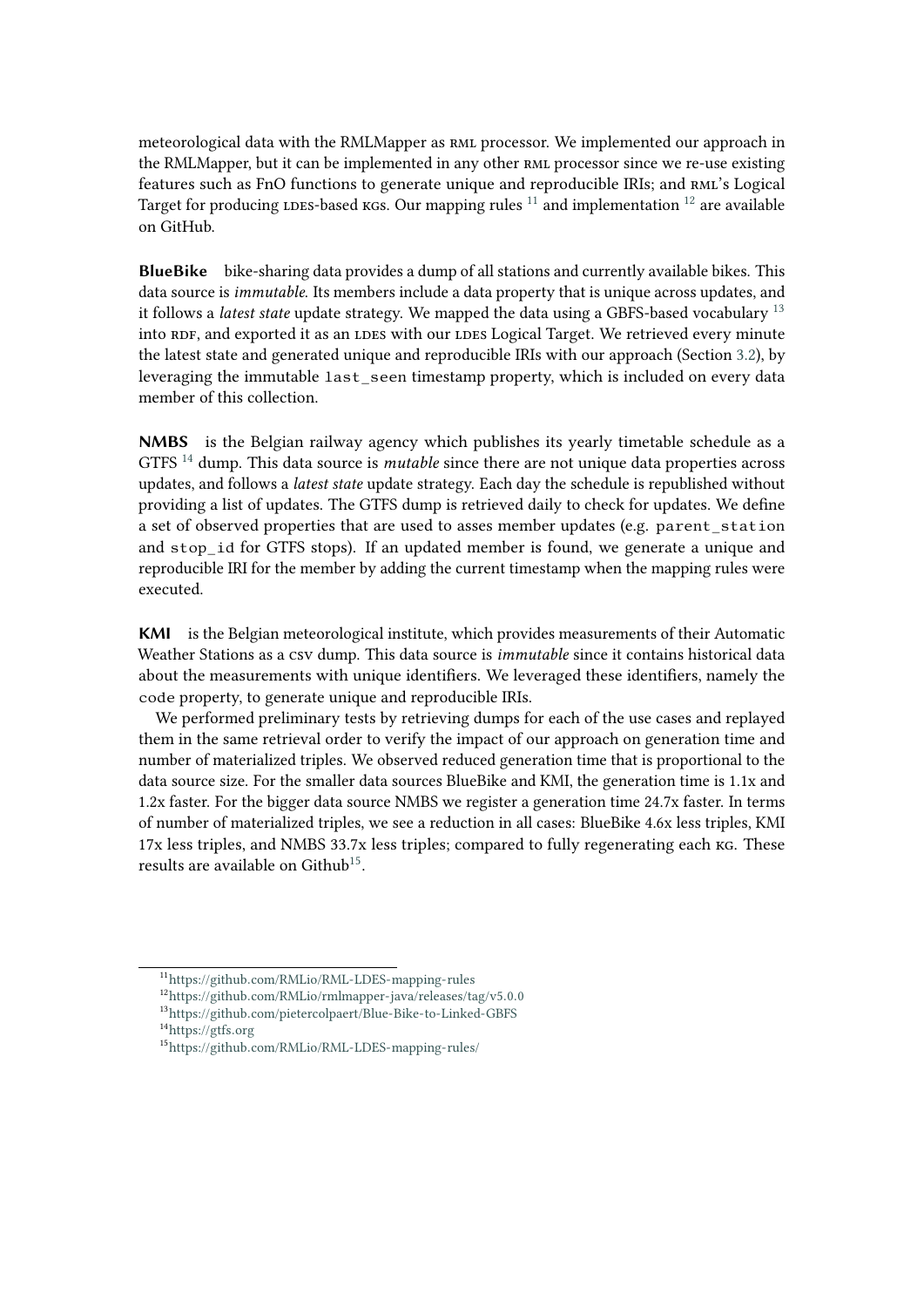meteorological data with the RMLMapper as RML processor. We implemented our approach in the RMLMapper, but it can be implemented in any other RML processor since we re-use existing features such as FnO functions to generate unique and reproducible IRIs; and RML's Logical Target for producing LDES-based KGs. Our mapping rules [11] and implementation [12] are available on GitHub.

**BlueBike** bike-sharing data provides a dump of all stations and currently available bikes. This data source is *immutable*. Its members include a data property that is unique across updates, and it follows a *latest state* update strategy. We mapped the data using a GBFS-based vocabulary [13] into RDF, and exported it as an LDES with our LDES Logical Target. We retrieved every minute the latest state and generated unique and reproducible IRIs with our approach (Section 3.2), by leveraging the immutable `last_seen` timestamp property, which is included on every data member of this collection.

**NMBS** is the Belgian railway agency which publishes its yearly timetable schedule as a GTFS [14] dump. This data source is *mutable* since there are not unique data properties across updates, and follows a *latest state* update strategy. Each day the schedule is republished without providing a list of updates. The GTFS dump is retrieved daily to check for updates. We define a set of observed properties that are used to asses member updates (e.g. `parent_station` and `stop_id` for GTFS stops). If an updated member is found, we generate a unique and reproducible IRI for the member by adding the current timestamp when the mapping rules were executed.

**KMI** is the Belgian meteorological institute, which provides measurements of their Automatic Weather Stations as a CSV dump. This data source is *immutable* since it contains historical data about the measurements with unique identifiers. We leveraged these identifiers, namely the `code` property, to generate unique and reproducible IRIs.

We performed preliminary tests by retrieving dumps for each of the use cases and replayed them in the same retrieval order to verify the impact of our approach on generation time and number of materialized triples. We observed reduced generation time that is proportional to the data source size. For the smaller data sources BlueBike and KMI, the generation time is 1.1x and 1.2x faster. For the bigger data source NMBS we register a generation time 24.7x faster. In terms of number of materialized triples, we see a reduction in all cases: BlueBike 4.6x less triples, KMI 17x less triples, and NMBS 33.7x less triples; compared to fully regenerating each KG. These results are available on Github[15].

---

[11] https://github.com/RMLio/RML-LDES-mapping-rules

[12] https://github.com/RMLio/rmlmapper-java/releases/tag/v5.0.0

[13] https://github.com/pietercolpaert/Blue-Bike-to-Linked-GBFS

[14] https://gtfs.org

[15] https://github.com/RMLio/RML-LDES-mapping-rules/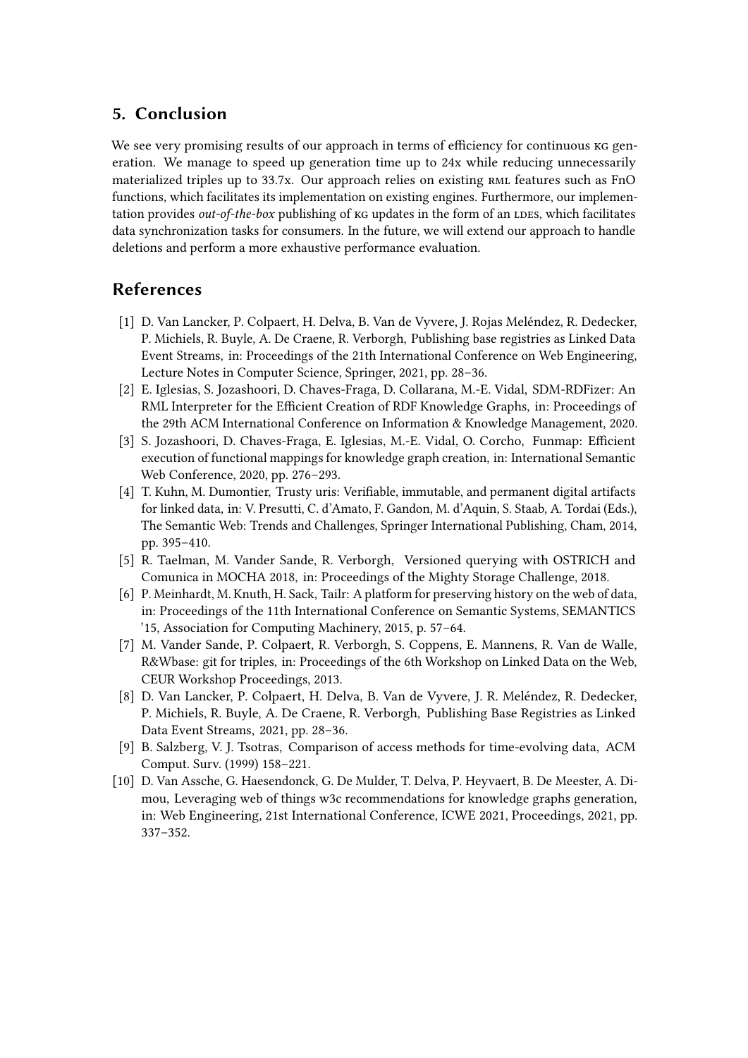## 5. Conclusion

We see very promising results of our approach in terms of efficiency for continuous KG generation. We manage to speed up generation time up to 24x while reducing unnecessarily materialized triples up to 33.7x. Our approach relies on existing RML features such as FnO functions, which facilitates its implementation on existing engines. Furthermore, our implementation provides *out-of-the-box* publishing of KG updates in the form of an LDES, which facilitates data synchronization tasks for consumers. In the future, we will extend our approach to handle deletions and perform a more exhaustive performance evaluation.

## References

[1] D. Van Lancker, P. Colpaert, H. Delva, B. Van de Vyvere, J. Rojas Meléndez, R. Dedecker, P. Michiels, R. Buyle, A. De Craene, R. Verborgh, Publishing base registries as Linked Data Event Streams, in: Proceedings of the 21th International Conference on Web Engineering, Lecture Notes in Computer Science, Springer, 2021, pp. 28–36.

[2] E. Iglesias, S. Jozashoori, D. Chaves-Fraga, D. Collarana, M.-E. Vidal, SDM-RDFizer: An RML Interpreter for the Efficient Creation of RDF Knowledge Graphs, in: Proceedings of the 29th ACM International Conference on Information & Knowledge Management, 2020.

[3] S. Jozashoori, D. Chaves-Fraga, E. Iglesias, M.-E. Vidal, O. Corcho, Funmap: Efficient execution of functional mappings for knowledge graph creation, in: International Semantic Web Conference, 2020, pp. 276–293.

[4] T. Kuhn, M. Dumontier, Trusty uris: Verifiable, immutable, and permanent digital artifacts for linked data, in: V. Presutti, C. d'Amato, F. Gandon, M. d'Aquin, S. Staab, A. Tordai (Eds.), The Semantic Web: Trends and Challenges, Springer International Publishing, Cham, 2014, pp. 395–410.

[5] R. Taelman, M. Vander Sande, R. Verborgh, Versioned querying with OSTRICH and Comunica in MOCHA 2018, in: Proceedings of the Mighty Storage Challenge, 2018.

[6] P. Meinhardt, M. Knuth, H. Sack, Tailr: A platform for preserving history on the web of data, in: Proceedings of the 11th International Conference on Semantic Systems, SEMANTICS '15, Association for Computing Machinery, 2015, p. 57–64.

[7] M. Vander Sande, P. Colpaert, R. Verborgh, S. Coppens, E. Mannens, R. Van de Walle, R&Wbase: git for triples, in: Proceedings of the 6th Workshop on Linked Data on the Web, CEUR Workshop Proceedings, 2013.

[8] D. Van Lancker, P. Colpaert, H. Delva, B. Van de Vyvere, J. R. Meléndez, R. Dedecker, P. Michiels, R. Buyle, A. De Craene, R. Verborgh, Publishing Base Registries as Linked Data Event Streams, 2021, pp. 28–36.

[9] B. Salzberg, V. J. Tsotras, Comparison of access methods for time-evolving data, ACM Comput. Surv. (1999) 158–221.

[10] D. Van Assche, G. Haesendonck, G. De Mulder, T. Delva, P. Heyvaert, B. De Meester, A. Dimou, Leveraging web of things w3c recommendations for knowledge graphs generation, in: Web Engineering, 21st International Conference, ICWE 2021, Proceedings, 2021, pp. 337–352.